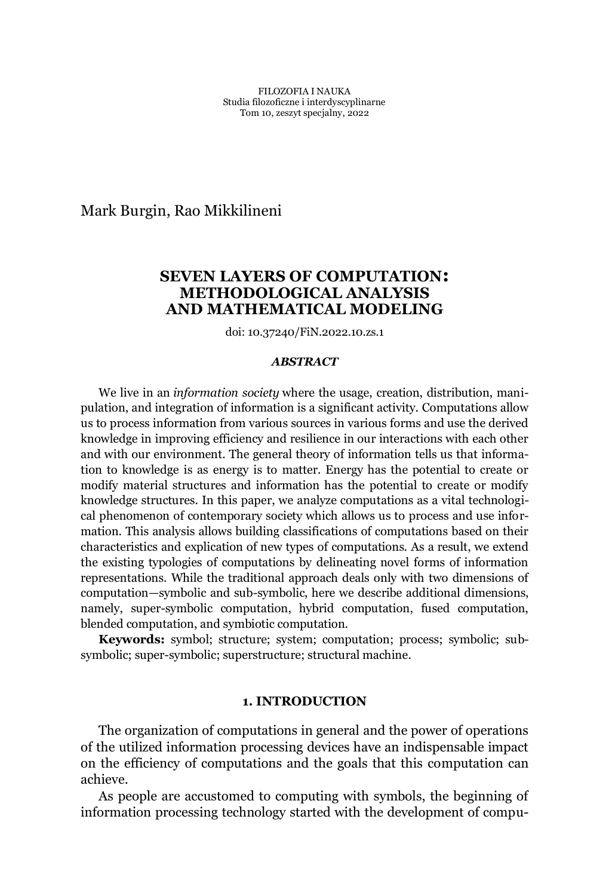Mark Burgin, Rao Mikkilineni

# SEVEN LAYERS OF COMPUTATION: METHODOLOGICAL ANALYSIS AND MATHEMATICAL MODELING

doi: 10.37240/FiN.2022.10.zs.1

***ABSTRACT***

We live in an *information society* where the usage, creation, distribution, manipulation, and integration of information is a significant activity. Computations allow us to process information from various sources in various forms and use the derived knowledge in improving efficiency and resilience in our interactions with each other and with our environment. The general theory of information tells us that information to knowledge is as energy is to matter. Energy has the potential to create or modify material structures and information has the potential to create or modify knowledge structures. In this paper, we analyze computations as a vital technological phenomenon of contemporary society which allows us to process and use information. This analysis allows building classifications of computations based on their characteristics and explication of new types of computations. As a result, we extend the existing typologies of computations by delineating novel forms of information representations. While the traditional approach deals only with two dimensions of computation—symbolic and sub-symbolic, here we describe additional dimensions, namely, super-symbolic computation, hybrid computation, fused computation, blended computation, and symbiotic computation.

**Keywords:** symbol; structure; system; computation; process; symbolic; sub-symbolic; super-symbolic; superstructure; structural machine.

## 1. INTRODUCTION

The organization of computations in general and the power of operations of the utilized information processing devices have an indispensable impact on the efficiency of computations and the goals that this computation can achieve.

As people are accustomed to computing with symbols, the beginning of information processing technology started with the development of compu-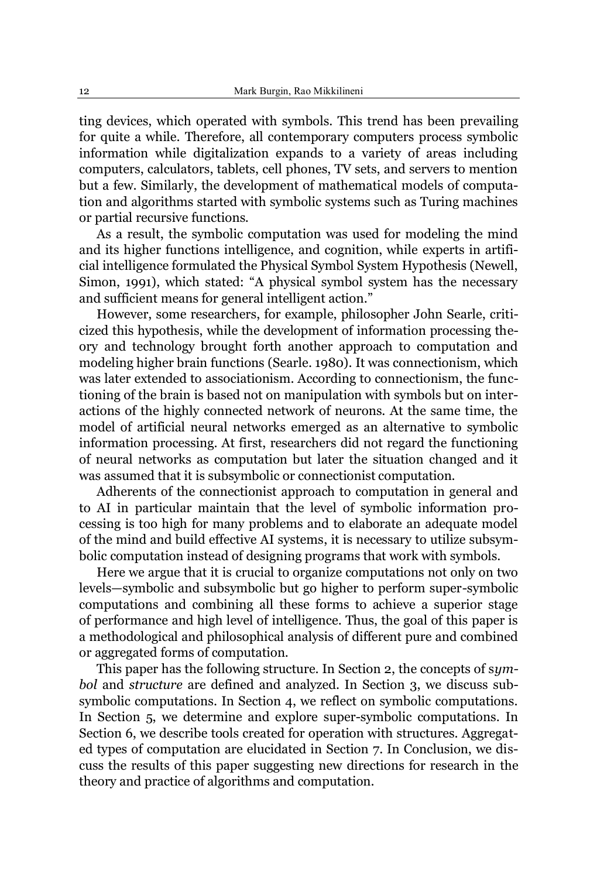ting devices, which operated with symbols. This trend has been prevailing for quite a while. Therefore, all contemporary computers process symbolic information while digitalization expands to a variety of areas including computers, calculators, tablets, cell phones, TV sets, and servers to mention but a few. Similarly, the development of mathematical models of computation and algorithms started with symbolic systems such as Turing machines or partial recursive functions.

As a result, the symbolic computation was used for modeling the mind and its higher functions intelligence, and cognition, while experts in artificial intelligence formulated the Physical Symbol System Hypothesis (Newell, Simon, 1991), which stated: "A physical symbol system has the necessary and sufficient means for general intelligent action."

However, some researchers, for example, philosopher John Searle, criticized this hypothesis, while the development of information processing theory and technology brought forth another approach to computation and modeling higher brain functions (Searle. 1980). It was connectionism, which was later extended to associationism. According to connectionism, the functioning of the brain is based not on manipulation with symbols but on interactions of the highly connected network of neurons. At the same time, the model of artificial neural networks emerged as an alternative to symbolic information processing. At first, researchers did not regard the functioning of neural networks as computation but later the situation changed and it was assumed that it is subsymbolic or connectionist computation.

Adherents of the connectionist approach to computation in general and to AI in particular maintain that the level of symbolic information processing is too high for many problems and to elaborate an adequate model of the mind and build effective AI systems, it is necessary to utilize subsymbolic computation instead of designing programs that work with symbols.

Here we argue that it is crucial to organize computations not only on two levels—symbolic and subsymbolic but go higher to perform super-symbolic computations and combining all these forms to achieve a superior stage of performance and high level of intelligence. Thus, the goal of this paper is a methodological and philosophical analysis of different pure and combined or aggregated forms of computation.

This paper has the following structure. In Section 2, the concepts of *symbol* and *structure* are defined and analyzed. In Section 3, we discuss subsymbolic computations. In Section 4, we reflect on symbolic computations. In Section 5, we determine and explore super-symbolic computations. In Section 6, we describe tools created for operation with structures. Aggregated types of computation are elucidated in Section 7. In Conclusion, we discuss the results of this paper suggesting new directions for research in the theory and practice of algorithms and computation.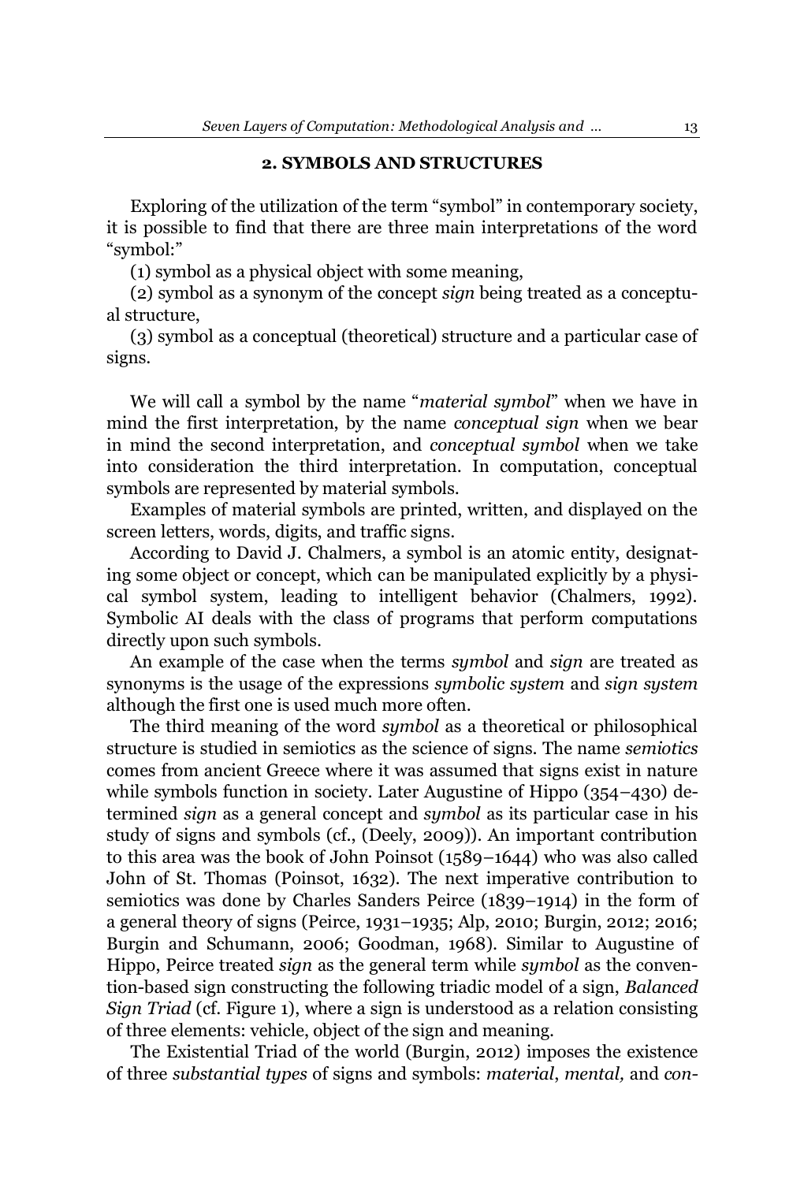## 2. SYMBOLS AND STRUCTURES

Exploring of the utilization of the term "symbol" in contemporary society, it is possible to find that there are three main interpretations of the word "symbol:"

(1) symbol as a physical object with some meaning,

(2) symbol as a synonym of the concept *sign* being treated as a conceptual structure,

(3) symbol as a conceptual (theoretical) structure and a particular case of signs.

We will call a symbol by the name "*material symbol*" when we have in mind the first interpretation, by the name *conceptual sign* when we bear in mind the second interpretation, and *conceptual symbol* when we take into consideration the third interpretation. In computation, conceptual symbols are represented by material symbols.

Examples of material symbols are printed, written, and displayed on the screen letters, words, digits, and traffic signs.

According to David J. Chalmers, a symbol is an atomic entity, designating some object or concept, which can be manipulated explicitly by a physical symbol system, leading to intelligent behavior (Chalmers, 1992). Symbolic AI deals with the class of programs that perform computations directly upon such symbols.

An example of the case when the terms *symbol* and *sign* are treated as synonyms is the usage of the expressions *symbolic system* and *sign system* although the first one is used much more often.

The third meaning of the word *symbol* as a theoretical or philosophical structure is studied in semiotics as the science of signs. The name *semiotics* comes from ancient Greece where it was assumed that signs exist in nature while symbols function in society. Later Augustine of Hippo (354–430) determined *sign* as a general concept and *symbol* as its particular case in his study of signs and symbols (cf., (Deely, 2009)). An important contribution to this area was the book of John Poinsot (1589–1644) who was also called John of St. Thomas (Poinsot, 1632). The next imperative contribution to semiotics was done by Charles Sanders Peirce (1839–1914) in the form of a general theory of signs (Peirce, 1931–1935; Alp, 2010; Burgin, 2012; 2016; Burgin and Schumann, 2006; Goodman, 1968). Similar to Augustine of Hippo, Peirce treated *sign* as the general term while *symbol* as the convention-based sign constructing the following triadic model of a sign, *Balanced Sign Triad* (cf. Figure 1), where a sign is understood as a relation consisting of three elements: vehicle, object of the sign and meaning.

The Existential Triad of the world (Burgin, 2012) imposes the existence of three *substantial types* of signs and symbols: *material*, *mental,* and *con-*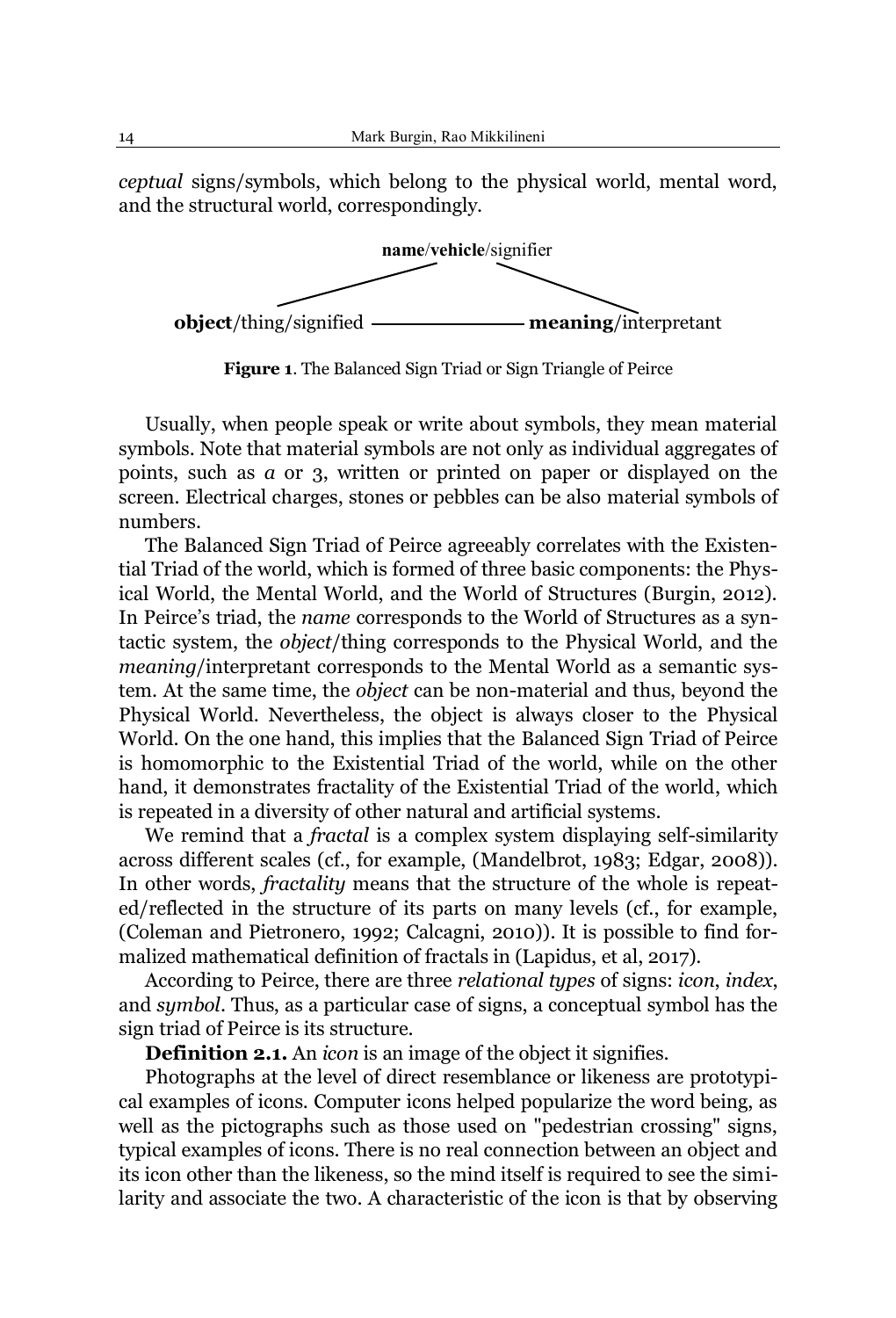*ceptual* signs/symbols, which belong to the physical world, mental word, and the structural world, correspondingly.

**name**/**vehicle**/signifier

**object**/thing/signified ——————— **meaning**/interpretant

**Figure 1**. The Balanced Sign Triad or Sign Triangle of Peirce

Usually, when people speak or write about symbols, they mean material symbols. Note that material symbols are not only as individual aggregates of points, such as *a* or 3, written or printed on paper or displayed on the screen. Electrical charges, stones or pebbles can be also material symbols of numbers.

The Balanced Sign Triad of Peirce agreeably correlates with the Existential Triad of the world, which is formed of three basic components: the Physical World, the Mental World, and the World of Structures (Burgin, 2012). In Peirce's triad, the *name* corresponds to the World of Structures as a syntactic system, the *object*/thing corresponds to the Physical World, and the *meaning*/interpretant corresponds to the Mental World as a semantic system. At the same time, the *object* can be non-material and thus, beyond the Physical World. Nevertheless, the object is always closer to the Physical World. On the one hand, this implies that the Balanced Sign Triad of Peirce is homomorphic to the Existential Triad of the world, while on the other hand, it demonstrates fractality of the Existential Triad of the world, which is repeated in a diversity of other natural and artificial systems.

We remind that a *fractal* is a complex system displaying self-similarity across different scales (cf., for example, (Mandelbrot, 1983; Edgar, 2008)). In other words, *fractality* means that the structure of the whole is repeated/reflected in the structure of its parts on many levels (cf., for example, (Coleman and Pietronero, 1992; Calcagni, 2010)). It is possible to find formalized mathematical definition of fractals in (Lapidus, et al, 2017).

According to Peirce, there are three *relational types* of signs: *icon*, *index*, and *symbol*. Thus, as a particular case of signs, a conceptual symbol has the sign triad of Peirce is its structure.

**Definition 2.1.** An *icon* is an image of the object it signifies.

Photographs at the level of direct resemblance or likeness are prototypical examples of icons. Computer icons helped popularize the word being, as well as the pictographs such as those used on "pedestrian crossing" signs, typical examples of icons. There is no real connection between an object and its icon other than the likeness, so the mind itself is required to see the similarity and associate the two. A characteristic of the icon is that by observing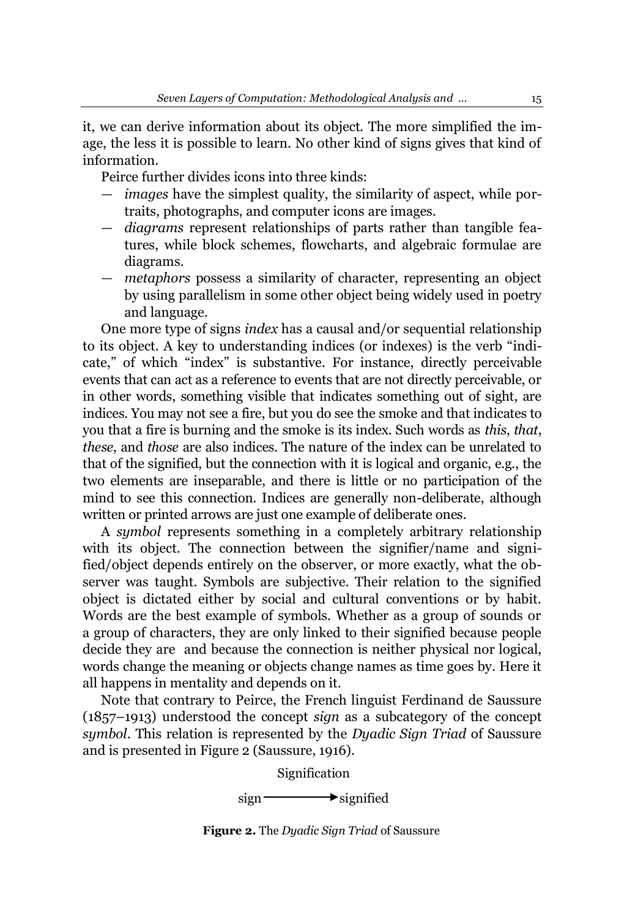it, we can derive information about its object. The more simplified the image, the less it is possible to learn. No other kind of signs gives that kind of information.

Peirce further divides icons into three kinds:

- *images* have the simplest quality, the similarity of aspect, while portraits, photographs, and computer icons are images.
- *diagrams* represent relationships of parts rather than tangible features, while block schemes, flowcharts, and algebraic formulae are diagrams.
- *metaphors* possess a similarity of character, representing an object by using parallelism in some other object being widely used in poetry and language.

One more type of signs *index* has a causal and/or sequential relationship to its object. A key to understanding indices (or indexes) is the verb "indicate," of which "index" is substantive. For instance, directly perceivable events that can act as a reference to events that are not directly perceivable, or in other words, something visible that indicates something out of sight, are indices. You may not see a fire, but you do see the smoke and that indicates to you that a fire is burning and the smoke is its index. Such words as *this*, *that*, *these*, and *those* are also indices. The nature of the index can be unrelated to that of the signified, but the connection with it is logical and organic, e.g., the two elements are inseparable, and there is little or no participation of the mind to see this connection. Indices are generally non-deliberate, although written or printed arrows are just one example of deliberate ones.

A *symbol* represents something in a completely arbitrary relationship with its object. The connection between the signifier/name and signified/object depends entirely on the observer, or more exactly, what the observer was taught. Symbols are subjective. Their relation to the signified object is dictated either by social and cultural conventions or by habit. Words are the best example of symbols. Whether as a group of sounds or a group of characters, they are only linked to their signified because people decide they are  and because the connection is neither physical nor logical, words change the meaning or objects change names as time goes by. Here it all happens in mentality and depends on it.

Note that contrary to Peirce, the French linguist Ferdinand de Saussure (1857–1913) understood the concept *sign* as a subcategory of the concept *symbol*. This relation is represented by the *Dyadic Sign Triad* of Saussure and is presented in Figure 2 (Saussure, 1916).

Signification

sign ⟶ signified

**Figure 2.** The *Dyadic Sign Triad* of Saussure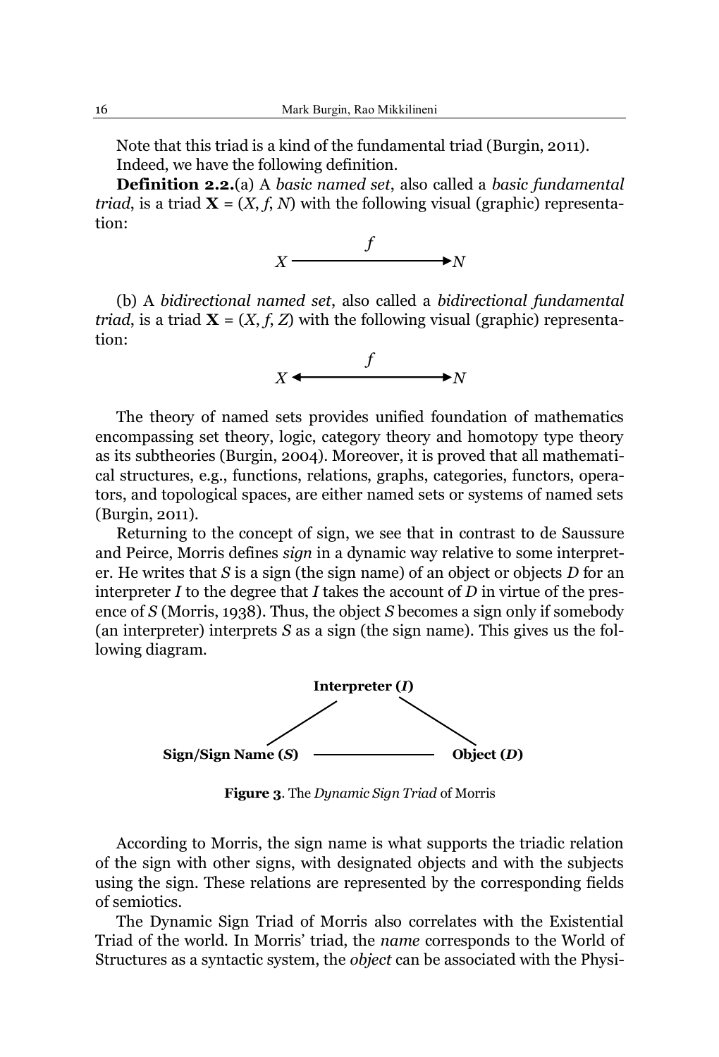Note that this triad is a kind of the fundamental triad (Burgin, 2011). Indeed, we have the following definition.

**Definition 2.2.**(a) A *basic named set*, also called a *basic fundamental triad*, is a triad $\mathbf{X} = (X, f, N)$ with the following visual (graphic) representation:

$$X \xrightarrow{\quad f \quad} N$$

(b) A *bidirectional named set*, also called a *bidirectional fundamental triad*, is a triad $\mathbf{X} = (X, f, Z)$ with the following visual (graphic) representation:

$$X \xleftrightarrow{\quad f \quad} N$$

The theory of named sets provides unified foundation of mathematics encompassing set theory, logic, category theory and homotopy type theory as its subtheories (Burgin, 2004). Moreover, it is proved that all mathematical structures, e.g., functions, relations, graphs, categories, functors, operators, and topological spaces, are either named sets or systems of named sets (Burgin, 2011).

Returning to the concept of sign, we see that in contrast to de Saussure and Peirce, Morris defines *sign* in a dynamic way relative to some interpreter. He writes that *S* is a sign (the sign name) of an object or objects *D* for an interpreter *I* to the degree that *I* takes the account of *D* in virtue of the presence of *S* (Morris, 1938). Thus, the object *S* becomes a sign only if somebody (an interpreter) interprets *S* as a sign (the sign name). This gives us the following diagram.

**Interpreter (*I*)**

**Sign/Sign Name (*S*)** ——— **Object (*D*)**

**Figure 3**. The *Dynamic Sign Triad* of Morris

According to Morris, the sign name is what supports the triadic relation of the sign with other signs, with designated objects and with the subjects using the sign. These relations are represented by the corresponding fields of semiotics.

The Dynamic Sign Triad of Morris also correlates with the Existential Triad of the world. In Morris' triad, the *name* corresponds to the World of Structures as a syntactic system, the *object* can be associated with the Physi-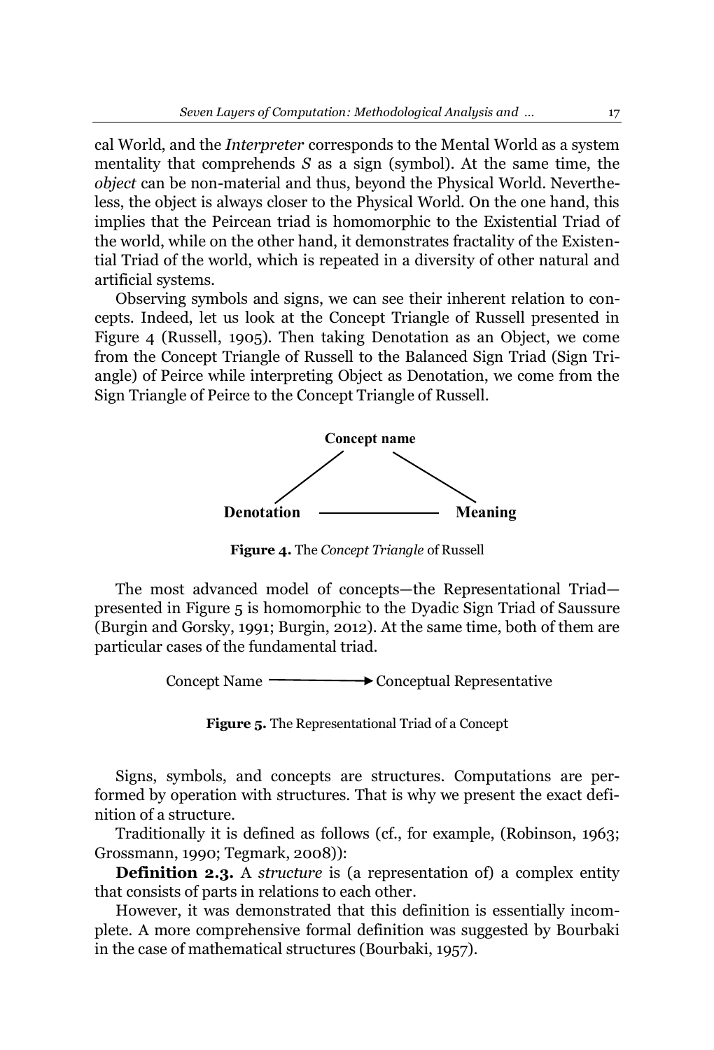cal World, and the *Interpreter* corresponds to the Mental World as a system mentality that comprehends $S$ as a sign (symbol). At the same time, the *object* can be non-material and thus, beyond the Physical World. Nevertheless, the object is always closer to the Physical World. On the one hand, this implies that the Peircean triad is homomorphic to the Existential Triad of the world, while on the other hand, it demonstrates fractality of the Existential Triad of the world, which is repeated in a diversity of other natural and artificial systems.

Observing symbols and signs, we can see their inherent relation to concepts. Indeed, let us look at the Concept Triangle of Russell presented in Figure 4 (Russell, 1905). Then taking Denotation as an Object, we come from the Concept Triangle of Russell to the Balanced Sign Triad (Sign Triangle) of Peirce while interpreting Object as Denotation, we come from the Sign Triangle of Peirce to the Concept Triangle of Russell.

**Concept name**

**Denotation** ——————— **Meaning**

**Figure 4.** The *Concept Triangle* of Russell

The most advanced model of concepts—the Representational Triad—presented in Figure 5 is homomorphic to the Dyadic Sign Triad of Saussure (Burgin and Gorsky, 1991; Burgin, 2012). At the same time, both of them are particular cases of the fundamental triad.

Concept Name ————→ Conceptual Representative

**Figure 5.** The Representational Triad of a Concept

Signs, symbols, and concepts are structures. Computations are performed by operation with structures. That is why we present the exact definition of a structure.

Traditionally it is defined as follows (cf., for example, (Robinson, 1963; Grossmann, 1990; Tegmark, 2008)):

**Definition 2.3.** A *structure* is (a representation of) a complex entity that consists of parts in relations to each other.

However, it was demonstrated that this definition is essentially incomplete. A more comprehensive formal definition was suggested by Bourbaki in the case of mathematical structures (Bourbaki, 1957).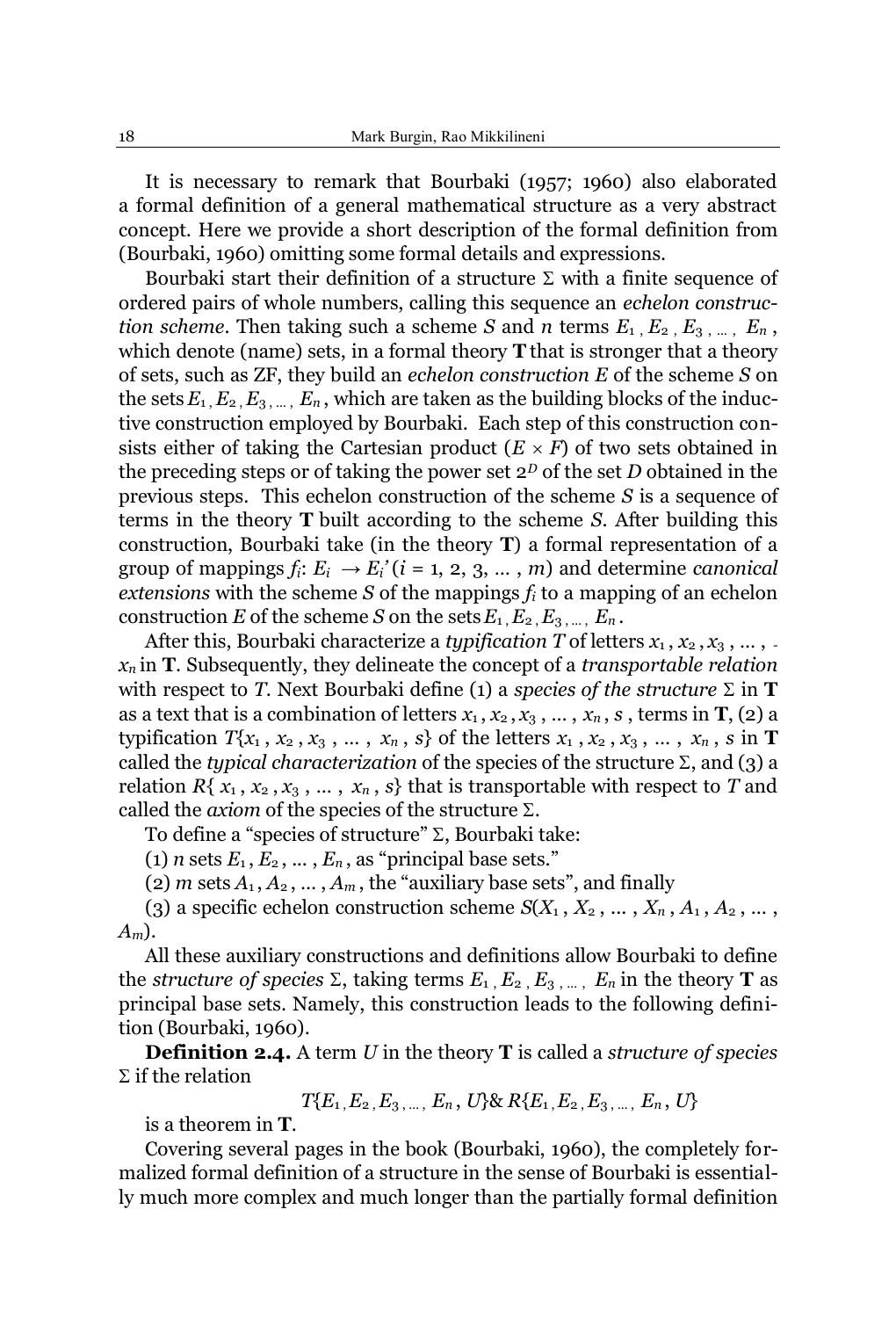It is necessary to remark that Bourbaki (1957; 1960) also elaborated a formal definition of a general mathematical structure as a very abstract concept. Here we provide a short description of the formal definition from (Bourbaki, 1960) omitting some formal details and expressions.

Bourbaki start their definition of a structure $\Sigma$ with a finite sequence of ordered pairs of whole numbers, calling this sequence an *echelon construction scheme*. Then taking such a scheme $S$ and $n$ terms $E_1, E_2, E_3, \ldots, E_n$, which denote (name) sets, in a formal theory **T** that is stronger that a theory of sets, such as ZF, they build an *echelon construction* $E$ of the scheme $S$ on the sets $E_1, E_2, E_3, \ldots, E_n$, which are taken as the building blocks of the inductive construction employed by Bourbaki. Each step of this construction consists either of taking the Cartesian product ($E \times F$) of two sets obtained in the preceding steps or of taking the power set $2^D$ of the set $D$ obtained in the previous steps. This echelon construction of the scheme $S$ is a sequence of terms in the theory **T** built according to the scheme $S$. After building this construction, Bourbaki take (in the theory **T**) a formal representation of a group of mappings $f_i$: $E_i \rightarrow E_i'$ ($i = 1, 2, 3, \ldots, m$) and determine *canonical extensions* with the scheme $S$ of the mappings $f_i$ to a mapping of an echelon construction $E$ of the scheme $S$ on the sets $E_1, E_2, E_3, \ldots, E_n$.

After this, Bourbaki characterize a *typification* $T$ of letters $x_1, x_2, x_3, \ldots, x_n$ in **T**. Subsequently, they delineate the concept of a *transportable relation* with respect to $T$. Next Bourbaki define (1) a *species of the structure* $\Sigma$ in **T** as a text that is a combination of letters $x_1, x_2, x_3, \ldots, x_n, s$, terms in **T**, (2) a typification $T\{x_1, x_2, x_3, \ldots, x_n, s\}$ of the letters $x_1, x_2, x_3, \ldots, x_n, s$ in **T** called the *typical characterization* of the species of the structure $\Sigma$, and (3) a relation $R\{x_1, x_2, x_3, \ldots, x_n, s\}$ that is transportable with respect to $T$ and called the *axiom* of the species of the structure $\Sigma$.

To define a "species of structure" $\Sigma$, Bourbaki take:

(1) $n$ sets $E_1, E_2, \ldots, E_n$, as "principal base sets."

(2) $m$ sets $A_1, A_2, \ldots, A_m$, the "auxiliary base sets", and finally

(3) a specific echelon construction scheme $S(X_1, X_2, \ldots, X_n, A_1, A_2, \ldots, A_m)$.

All these auxiliary constructions and definitions allow Bourbaki to define the *structure of species* $\Sigma$, taking terms $E_1, E_2, E_3, \ldots, E_n$ in the theory **T** as principal base sets. Namely, this construction leads to the following definition (Bourbaki, 1960).

**Definition 2.4.** A term $U$ in the theory **T** is called a *structure of species* $\Sigma$ if the relation

$$T\{E_1, E_2, E_3, \ldots, E_n, U\} \& R\{E_1, E_2, E_3, \ldots, E_n, U\}$$

is a theorem in **T**.

Covering several pages in the book (Bourbaki, 1960), the completely formalized formal definition of a structure in the sense of Bourbaki is essentially much more complex and much longer than the partially formal definition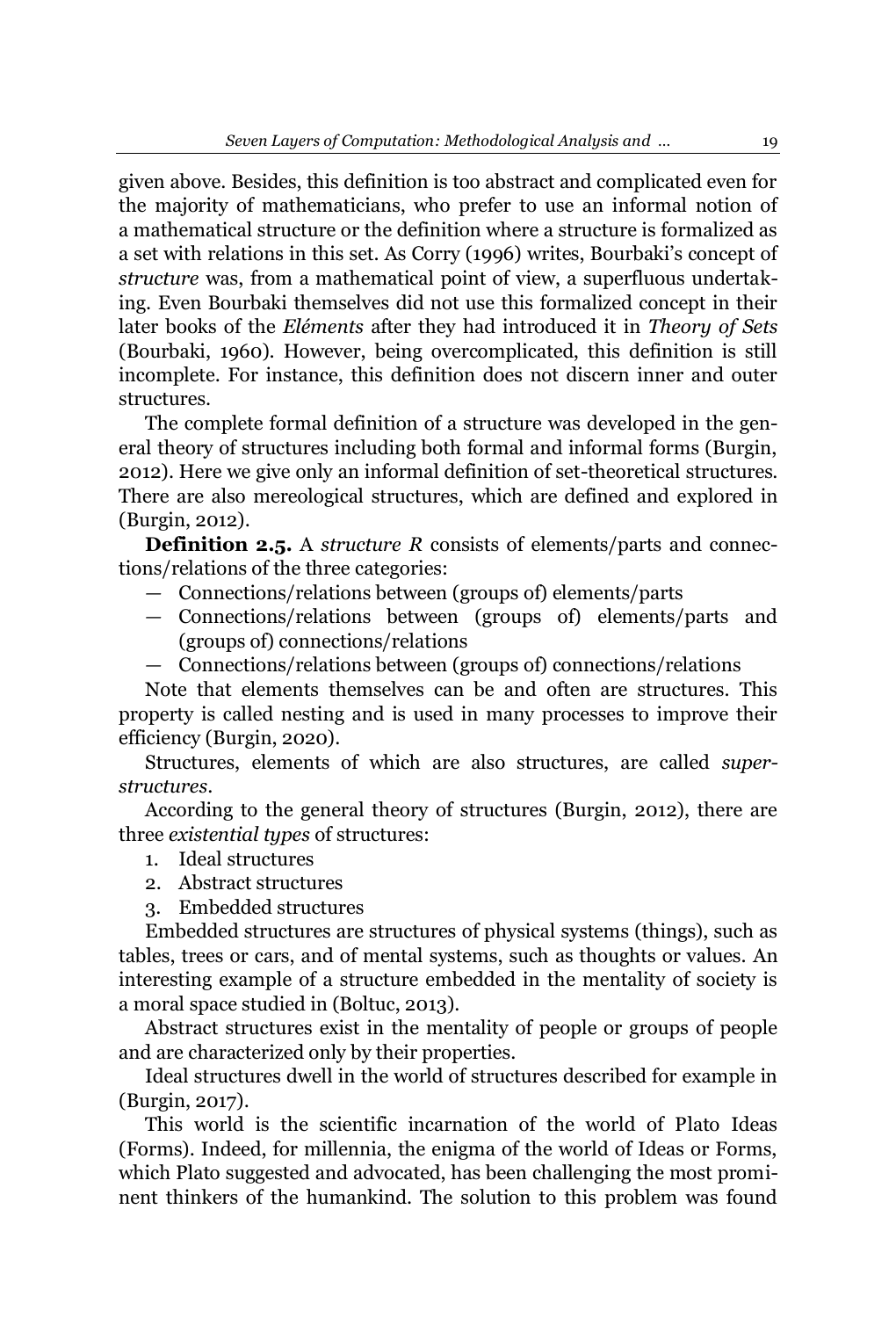given above. Besides, this definition is too abstract and complicated even for the majority of mathematicians, who prefer to use an informal notion of a mathematical structure or the definition where a structure is formalized as a set with relations in this set. As Corry (1996) writes, Bourbaki's concept of *structure* was, from a mathematical point of view, a superfluous undertaking. Even Bourbaki themselves did not use this formalized concept in their later books of the *Eléments* after they had introduced it in *Theory of Sets* (Bourbaki, 1960). However, being overcomplicated, this definition is still incomplete. For instance, this definition does not discern inner and outer structures.

The complete formal definition of a structure was developed in the general theory of structures including both formal and informal forms (Burgin, 2012). Here we give only an informal definition of set-theoretical structures. There are also mereological structures, which are defined and explored in (Burgin, 2012).

**Definition 2.5.** A *structure R* consists of elements/parts and connections/relations of the three categories:

- Connections/relations between (groups of) elements/parts
- Connections/relations between (groups of) elements/parts and (groups of) connections/relations
- Connections/relations between (groups of) connections/relations

Note that elements themselves can be and often are structures. This property is called nesting and is used in many processes to improve their efficiency (Burgin, 2020).

Structures, elements of which are also structures, are called *superstructures*.

According to the general theory of structures (Burgin, 2012), there are three *existential types* of structures:

1. Ideal structures
2. Abstract structures
3. Embedded structures

Embedded structures are structures of physical systems (things), such as tables, trees or cars, and of mental systems, such as thoughts or values. An interesting example of a structure embedded in the mentality of society is a moral space studied in (Boltuc, 2013).

Abstract structures exist in the mentality of people or groups of people and are characterized only by their properties.

Ideal structures dwell in the world of structures described for example in (Burgin, 2017).

This world is the scientific incarnation of the world of Plato Ideas (Forms). Indeed, for millennia, the enigma of the world of Ideas or Forms, which Plato suggested and advocated, has been challenging the most prominent thinkers of the humankind. The solution to this problem was found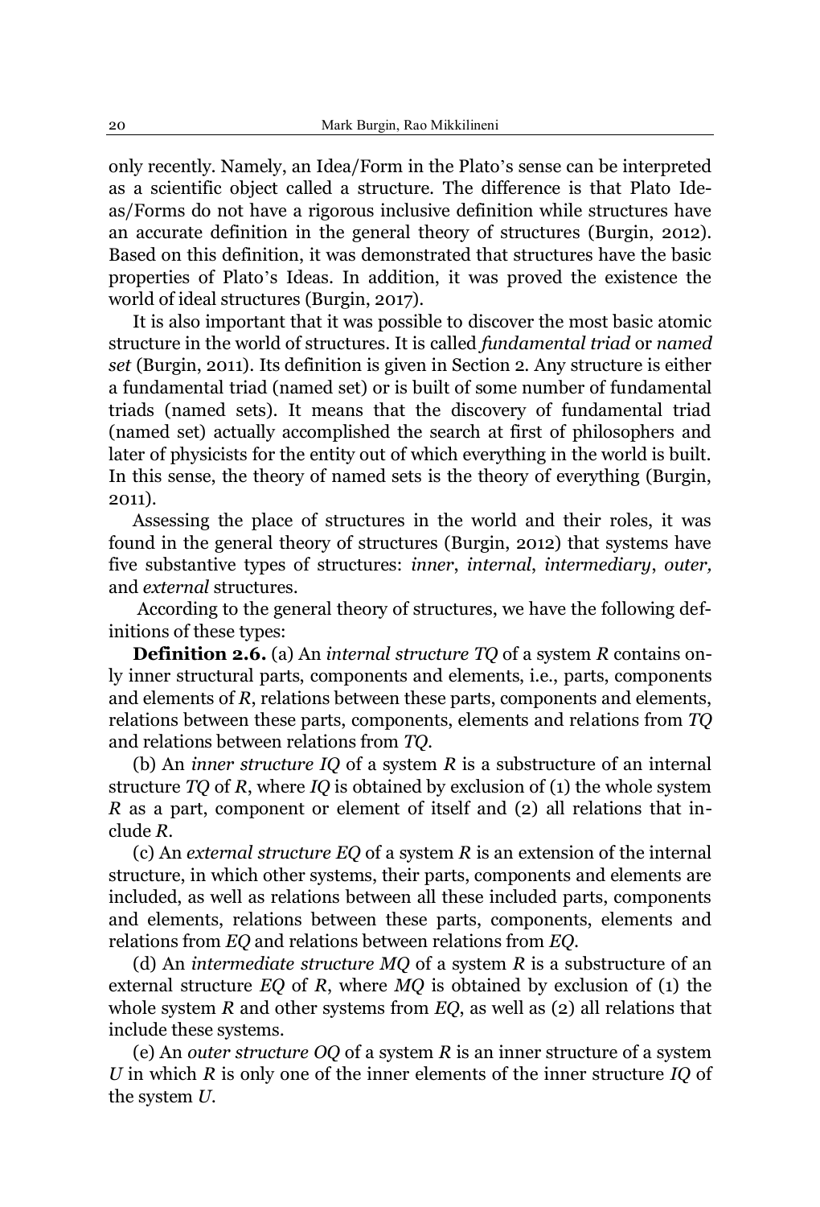only recently. Namely, an Idea/Form in the Plato's sense can be interpreted as a scientific object called a structure. The difference is that Plato Ideas/Forms do not have a rigorous inclusive definition while structures have an accurate definition in the general theory of structures (Burgin, 2012). Based on this definition, it was demonstrated that structures have the basic properties of Plato's Ideas. In addition, it was proved the existence the world of ideal structures (Burgin, 2017).

It is also important that it was possible to discover the most basic atomic structure in the world of structures. It is called *fundamental triad* or *named set* (Burgin, 2011). Its definition is given in Section 2. Any structure is either a fundamental triad (named set) or is built of some number of fundamental triads (named sets). It means that the discovery of fundamental triad (named set) actually accomplished the search at first of philosophers and later of physicists for the entity out of which everything in the world is built. In this sense, the theory of named sets is the theory of everything (Burgin, 2011).

Assessing the place of structures in the world and their roles, it was found in the general theory of structures (Burgin, 2012) that systems have five substantive types of structures: *inner*, *internal*, *intermediary*, *outer,* and *external* structures.

According to the general theory of structures, we have the following definitions of these types:

**Definition 2.6.** (a) An *internal structure TQ* of a system *R* contains only inner structural parts, components and elements, i.e., parts, components and elements of *R*, relations between these parts, components and elements, relations between these parts, components, elements and relations from *TQ* and relations between relations from *TQ*.

(b) An *inner structure IQ* of a system *R* is a substructure of an internal structure *TQ* of *R*, where *IQ* is obtained by exclusion of (1) the whole system *R* as a part, component or element of itself and (2) all relations that include *R*.

(c) An *external structure EQ* of a system *R* is an extension of the internal structure, in which other systems, their parts, components and elements are included, as well as relations between all these included parts, components and elements, relations between these parts, components, elements and relations from *EQ* and relations between relations from *EQ*.

(d) An *intermediate structure MQ* of a system *R* is a substructure of an external structure *EQ* of *R*, where *MQ* is obtained by exclusion of (1) the whole system *R* and other systems from *EQ*, as well as (2) all relations that include these systems.

(e) An *outer structure OQ* of a system *R* is an inner structure of a system *U* in which *R* is only one of the inner elements of the inner structure *IQ* of the system *U*.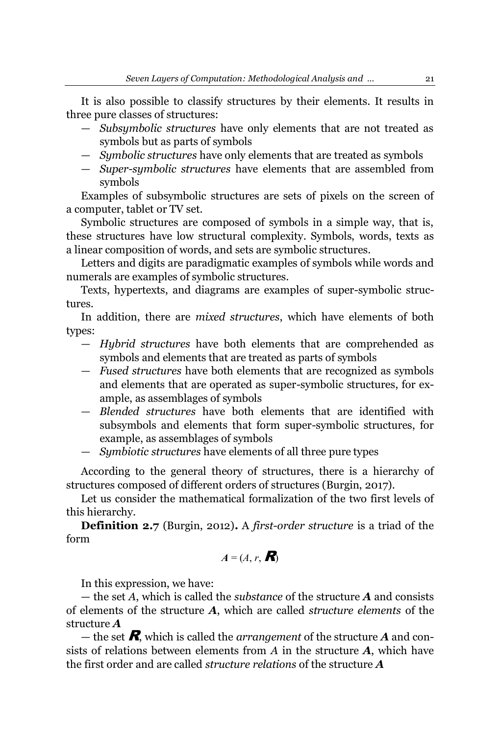It is also possible to classify structures by their elements. It results in three pure classes of structures:

— *Subsymbolic structures* have only elements that are not treated as symbols but as parts of symbols

— *Symbolic structures* have only elements that are treated as symbols

— *Super-symbolic structures* have elements that are assembled from symbols

Examples of subsymbolic structures are sets of pixels on the screen of a computer, tablet or TV set.

Symbolic structures are composed of symbols in a simple way, that is, these structures have low structural complexity. Symbols, words, texts as a linear composition of words, and sets are symbolic structures.

Letters and digits are paradigmatic examples of symbols while words and numerals are examples of symbolic structures.

Texts, hypertexts, and diagrams are examples of super-symbolic structures.

In addition, there are *mixed structures*, which have elements of both types:

— *Hybrid structures* have both elements that are comprehended as symbols and elements that are treated as parts of symbols

— *Fused structures* have both elements that are recognized as symbols and elements that are operated as super-symbolic structures, for example, as assemblages of symbols

— *Blended structures* have both elements that are identified with subsymbols and elements that form super-symbolic structures, for example, as assemblages of symbols

— *Symbiotic structures* have elements of all three pure types

According to the general theory of structures, there is a hierarchy of structures composed of different orders of structures (Burgin, 2017).

Let us consider the mathematical formalization of the two first levels of this hierarchy.

**Definition 2.7** (Burgin, 2012)**.** A *first-order structure* is a triad of the form

$$\boldsymbol{A} = (A, r, \boldsymbol{R})$$

In this expression, we have:

— the set $A$, which is called the *substance* of the structure $\boldsymbol{A}$ and consists of elements of the structure $\boldsymbol{A}$, which are called *structure elements* of the structure $\boldsymbol{A}$

— the set $\boldsymbol{R}$, which is called the *arrangement* of the structure $\boldsymbol{A}$ and consists of relations between elements from $A$ in the structure $\boldsymbol{A}$, which have the first order and are called *structure relations* of the structure $\boldsymbol{A}$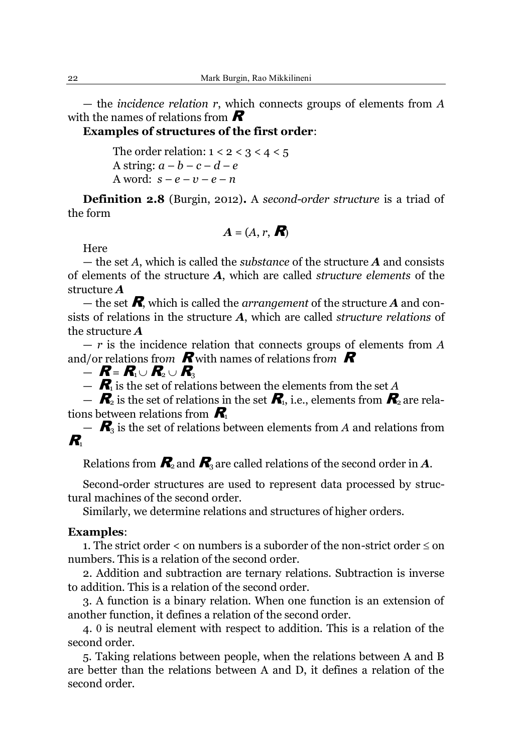— the *incidence relation* $r$, which connects groups of elements from $A$ with the names of relations from $\boldsymbol{R}$

**Examples of structures of the first order**:

The order relation: $1 < 2 < 3 < 4 < 5$
A string: $a - b - c - d - e$
A word: $s - e - v - e - n$

**Definition 2.8** (Burgin, 2012)**.** A *second-order structure* is a triad of the form

$$\boldsymbol{A} = (A, r, \boldsymbol{R})$$

Here

— the set $A$, which is called the *substance* of the structure $\boldsymbol{A}$ and consists of elements of the structure $\boldsymbol{A}$, which are called *structure elements* of the structure $\boldsymbol{A}$

— the set $\boldsymbol{R}$, which is called the *arrangement* of the structure $\boldsymbol{A}$ and consists of relations in the structure $\boldsymbol{A}$, which are called *structure relations* of the structure $\boldsymbol{A}$

— $r$ is the incidence relation that connects groups of elements from $A$ and/or relations from $\boldsymbol{R}$ with names of relations from $\boldsymbol{R}$

— $\boldsymbol{R} = \boldsymbol{R}_1 \cup \boldsymbol{R}_2 \cup \boldsymbol{R}_3$

— $\boldsymbol{R}_1$ is the set of relations between the elements from the set $A$

— $\boldsymbol{R}_2$ is the set of relations in the set $\boldsymbol{R}_1$, i.e., elements from $\boldsymbol{R}_2$ are relations between relations from $\boldsymbol{R}_1$

— $\boldsymbol{R}_3$ is the set of relations between elements from $A$ and relations from $\boldsymbol{R}_1$

Relations from $\boldsymbol{R}_2$ and $\boldsymbol{R}_3$ are called relations of the second order in $\boldsymbol{A}$.

Second-order structures are used to represent data processed by structural machines of the second order.

Similarly, we determine relations and structures of higher orders.

**Examples**:

1. The strict order $<$ on numbers is a suborder of the non-strict order $\leq$ on numbers. This is a relation of the second order.

2. Addition and subtraction are ternary relations. Subtraction is inverse to addition. This is a relation of the second order.

3. A function is a binary relation. When one function is an extension of another function, it defines a relation of the second order.

4. 0 is neutral element with respect to addition. This is a relation of the second order.

5. Taking relations between people, when the relations between A and B are better than the relations between A and D, it defines a relation of the second order.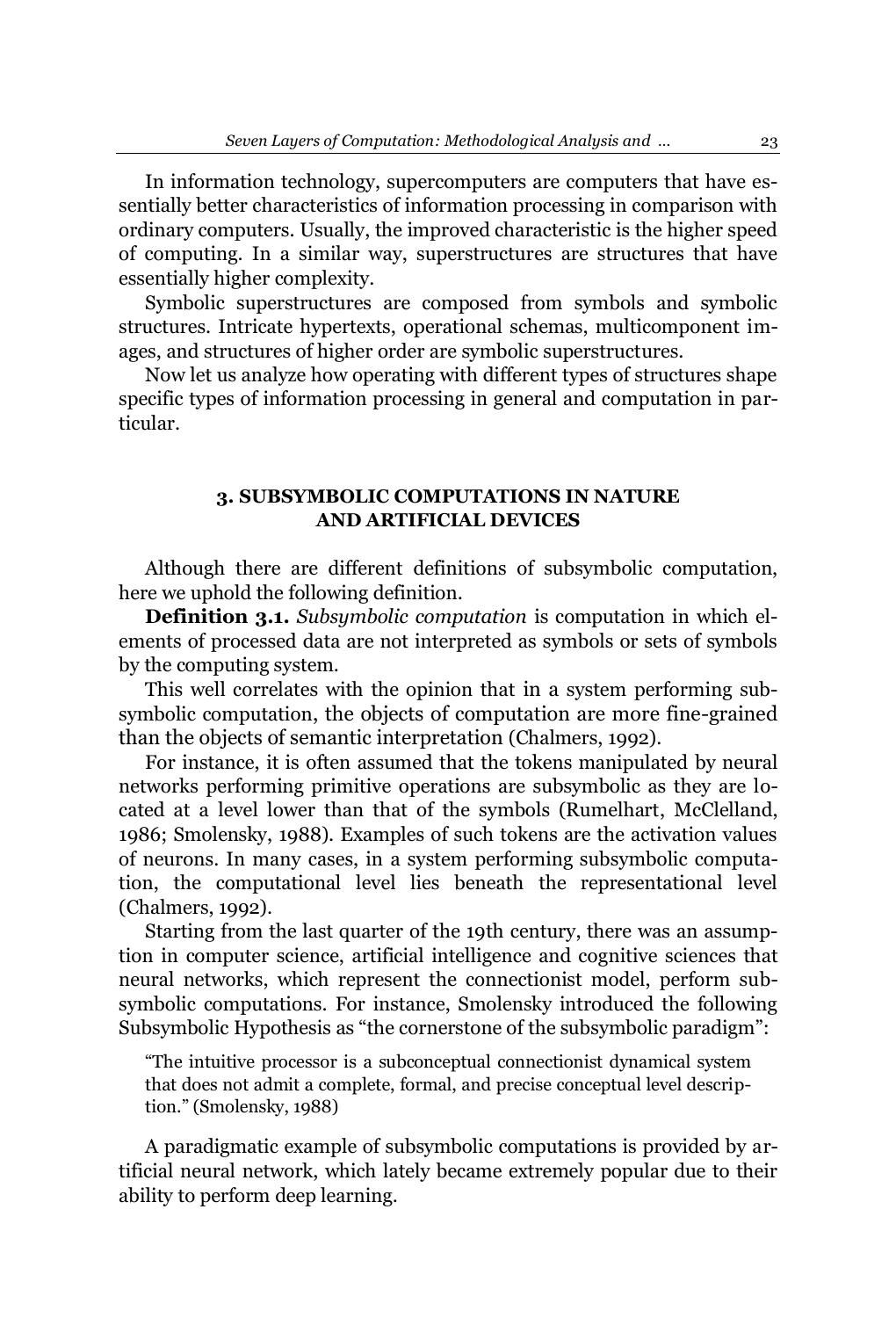In information technology, supercomputers are computers that have essentially better characteristics of information processing in comparison with ordinary computers. Usually, the improved characteristic is the higher speed of computing. In a similar way, superstructures are structures that have essentially higher complexity.

Symbolic superstructures are composed from symbols and symbolic structures. Intricate hypertexts, operational schemas, multicomponent images, and structures of higher order are symbolic superstructures.

Now let us analyze how operating with different types of structures shape specific types of information processing in general and computation in particular.

## 3. SUBSYMBOLIC COMPUTATIONS IN NATURE AND ARTIFICIAL DEVICES

Although there are different definitions of subsymbolic computation, here we uphold the following definition.

**Definition 3.1.** *Subsymbolic computation* is computation in which elements of processed data are not interpreted as symbols or sets of symbols by the computing system.

This well correlates with the opinion that in a system performing subsymbolic computation, the objects of computation are more fine-grained than the objects of semantic interpretation (Chalmers, 1992).

For instance, it is often assumed that the tokens manipulated by neural networks performing primitive operations are subsymbolic as they are located at a level lower than that of the symbols (Rumelhart, McClelland, 1986; Smolensky, 1988). Examples of such tokens are the activation values of neurons. In many cases, in a system performing subsymbolic computation, the computational level lies beneath the representational level (Chalmers, 1992).

Starting from the last quarter of the 19th century, there was an assumption in computer science, artificial intelligence and cognitive sciences that neural networks, which represent the connectionist model, perform subsymbolic computations. For instance, Smolensky introduced the following Subsymbolic Hypothesis as "the cornerstone of the subsymbolic paradigm":

> "The intuitive processor is a subconceptual connectionist dynamical system that does not admit a complete, formal, and precise conceptual level description." (Smolensky, 1988)

A paradigmatic example of subsymbolic computations is provided by artificial neural network, which lately became extremely popular due to their ability to perform deep learning.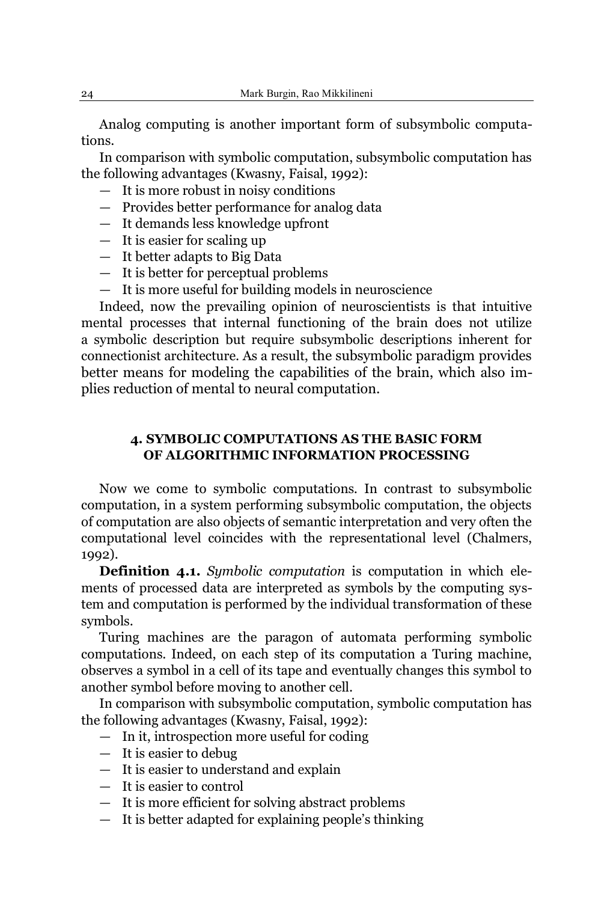Analog computing is another important form of subsymbolic computations.

In comparison with symbolic computation, subsymbolic computation has the following advantages (Kwasny, Faisal, 1992):

— It is more robust in noisy conditions
— Provides better performance for analog data
— It demands less knowledge upfront
— It is easier for scaling up
— It better adapts to Big Data
— It is better for perceptual problems
— It is more useful for building models in neuroscience

Indeed, now the prevailing opinion of neuroscientists is that intuitive mental processes that internal functioning of the brain does not utilize a symbolic description but require subsymbolic descriptions inherent for connectionist architecture. As a result, the subsymbolic paradigm provides better means for modeling the capabilities of the brain, which also implies reduction of mental to neural computation.

## 4. SYMBOLIC COMPUTATIONS AS THE BASIC FORM OF ALGORITHMIC INFORMATION PROCESSING

Now we come to symbolic computations. In contrast to subsymbolic computation, in a system performing subsymbolic computation, the objects of computation are also objects of semantic interpretation and very often the computational level coincides with the representational level (Chalmers, 1992).

**Definition 4.1.** *Symbolic computation* is computation in which elements of processed data are interpreted as symbols by the computing system and computation is performed by the individual transformation of these symbols.

Turing machines are the paragon of automata performing symbolic computations. Indeed, on each step of its computation a Turing machine, observes a symbol in a cell of its tape and eventually changes this symbol to another symbol before moving to another cell.

In comparison with subsymbolic computation, symbolic computation has the following advantages (Kwasny, Faisal, 1992):

— In it, introspection more useful for coding
— It is easier to debug
— It is easier to understand and explain
— It is easier to control
— It is more efficient for solving abstract problems
— It is better adapted for explaining people's thinking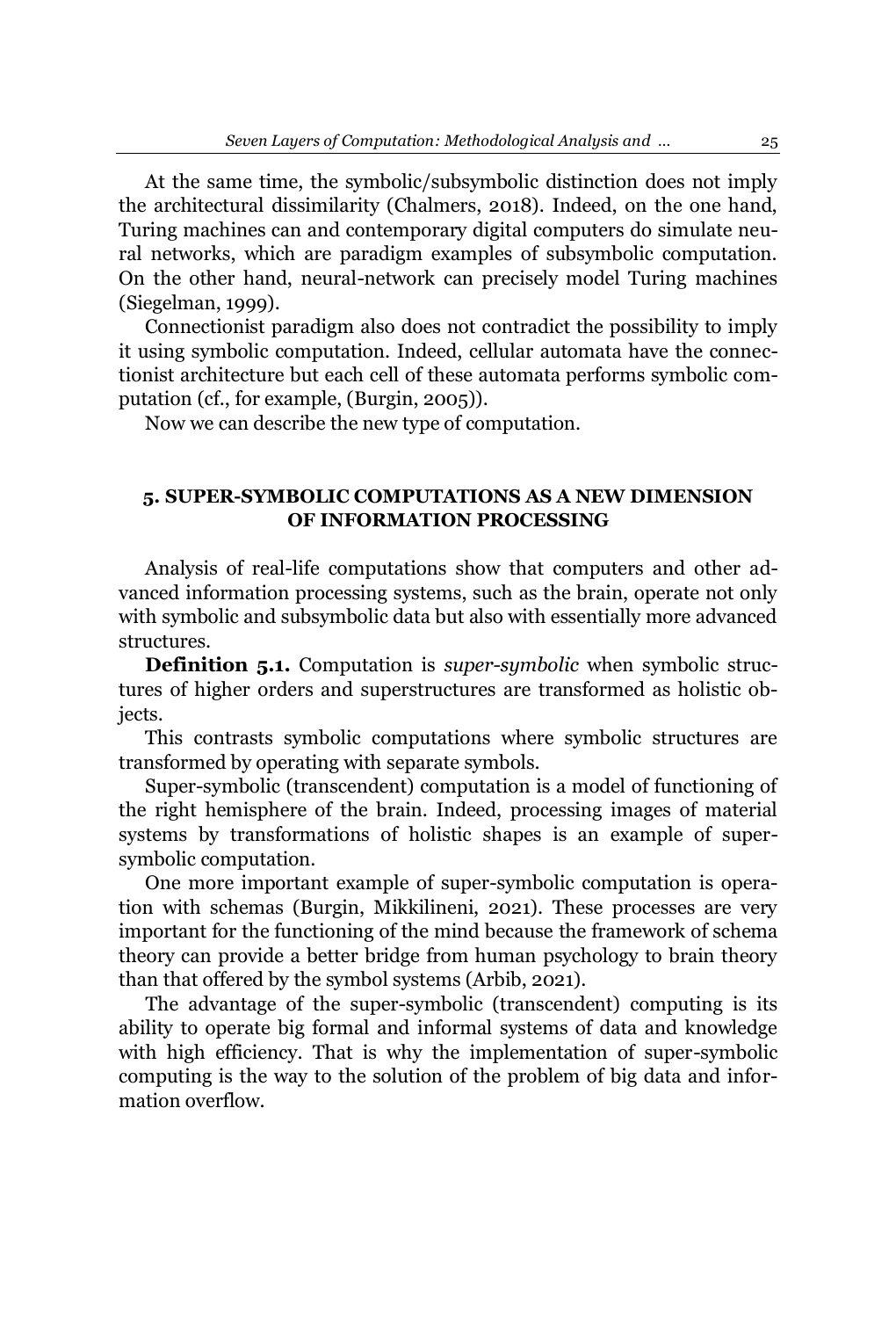At the same time, the symbolic/subsymbolic distinction does not imply the architectural dissimilarity (Chalmers, 2018). Indeed, on the one hand, Turing machines can and contemporary digital computers do simulate neural networks, which are paradigm examples of subsymbolic computation. On the other hand, neural-network can precisely model Turing machines (Siegelman, 1999).

Connectionist paradigm also does not contradict the possibility to imply it using symbolic computation. Indeed, cellular automata have the connectionist architecture but each cell of these automata performs symbolic computation (cf., for example, (Burgin, 2005)).

Now we can describe the new type of computation.

## 5. SUPER-SYMBOLIC COMPUTATIONS AS A NEW DIMENSION OF INFORMATION PROCESSING

Analysis of real-life computations show that computers and other advanced information processing systems, such as the brain, operate not only with symbolic and subsymbolic data but also with essentially more advanced structures.

**Definition 5.1.** Computation is *super-symbolic* when symbolic structures of higher orders and superstructures are transformed as holistic objects.

This contrasts symbolic computations where symbolic structures are transformed by operating with separate symbols.

Super-symbolic (transcendent) computation is a model of functioning of the right hemisphere of the brain. Indeed, processing images of material systems by transformations of holistic shapes is an example of super-symbolic computation.

One more important example of super-symbolic computation is operation with schemas (Burgin, Mikkilineni, 2021). These processes are very important for the functioning of the mind because the framework of schema theory can provide a better bridge from human psychology to brain theory than that offered by the symbol systems (Arbib, 2021).

The advantage of the super-symbolic (transcendent) computing is its ability to operate big formal and informal systems of data and knowledge with high efficiency. That is why the implementation of super-symbolic computing is the way to the solution of the problem of big data and information overflow.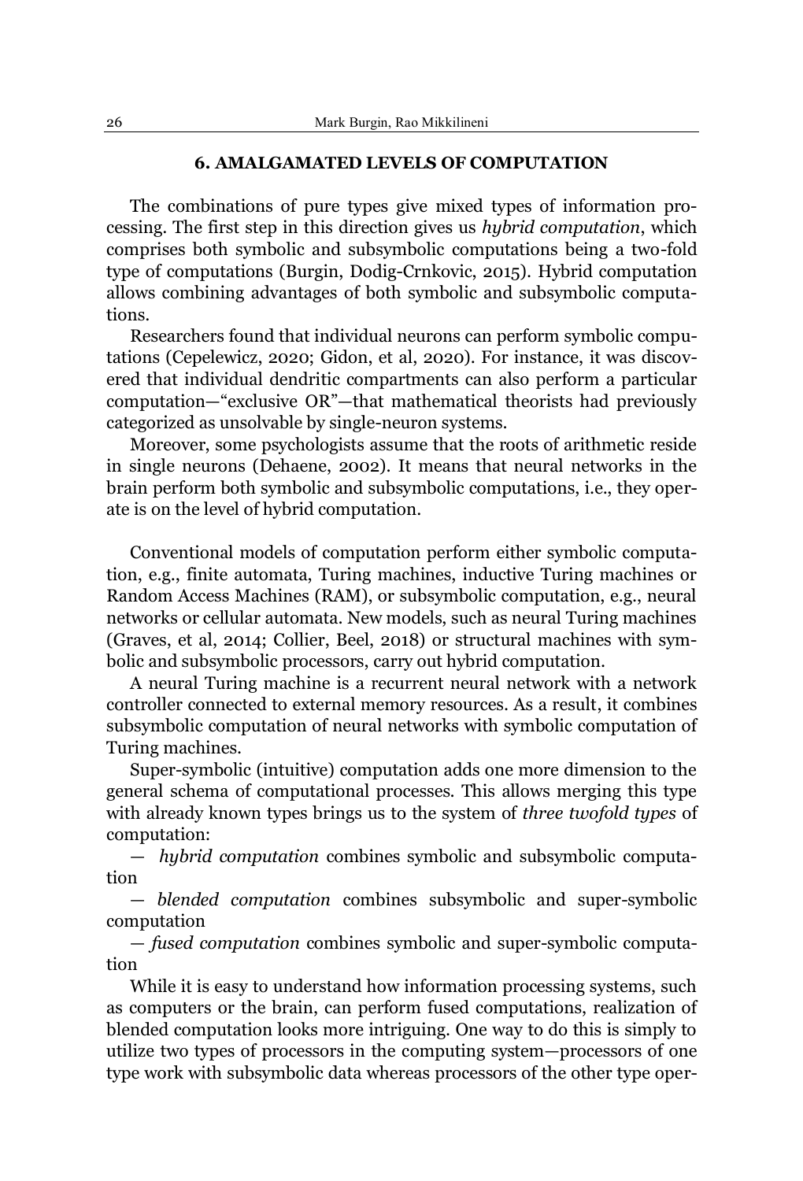## 6. AMALGAMATED LEVELS OF COMPUTATION

The combinations of pure types give mixed types of information processing. The first step in this direction gives us *hybrid computation*, which comprises both symbolic and subsymbolic computations being a two-fold type of computations (Burgin, Dodig-Crnkovic, 2015). Hybrid computation allows combining advantages of both symbolic and subsymbolic computations.

Researchers found that individual neurons can perform symbolic computations (Cepelewicz, 2020; Gidon, et al, 2020). For instance, it was discovered that individual dendritic compartments can also perform a particular computation—"exclusive OR"—that mathematical theorists had previously categorized as unsolvable by single-neuron systems.

Moreover, some psychologists assume that the roots of arithmetic reside in single neurons (Dehaene, 2002). It means that neural networks in the brain perform both symbolic and subsymbolic computations, i.e., they operate is on the level of hybrid computation.

Conventional models of computation perform either symbolic computation, e.g., finite automata, Turing machines, inductive Turing machines or Random Access Machines (RAM), or subsymbolic computation, e.g., neural networks or cellular automata. New models, such as neural Turing machines (Graves, et al, 2014; Collier, Beel, 2018) or structural machines with symbolic and subsymbolic processors, carry out hybrid computation.

A neural Turing machine is a recurrent neural network with a network controller connected to external memory resources. As a result, it combines subsymbolic computation of neural networks with symbolic computation of Turing machines.

Super-symbolic (intuitive) computation adds one more dimension to the general schema of computational processes. This allows merging this type with already known types brings us to the system of *three twofold types* of computation:

— *hybrid computation* combines symbolic and subsymbolic computation

— *blended computation* combines subsymbolic and super-symbolic computation

— *fused computation* combines symbolic and super-symbolic computation

While it is easy to understand how information processing systems, such as computers or the brain, can perform fused computations, realization of blended computation looks more intriguing. One way to do this is simply to utilize two types of processors in the computing system—processors of one type work with subsymbolic data whereas processors of the other type oper-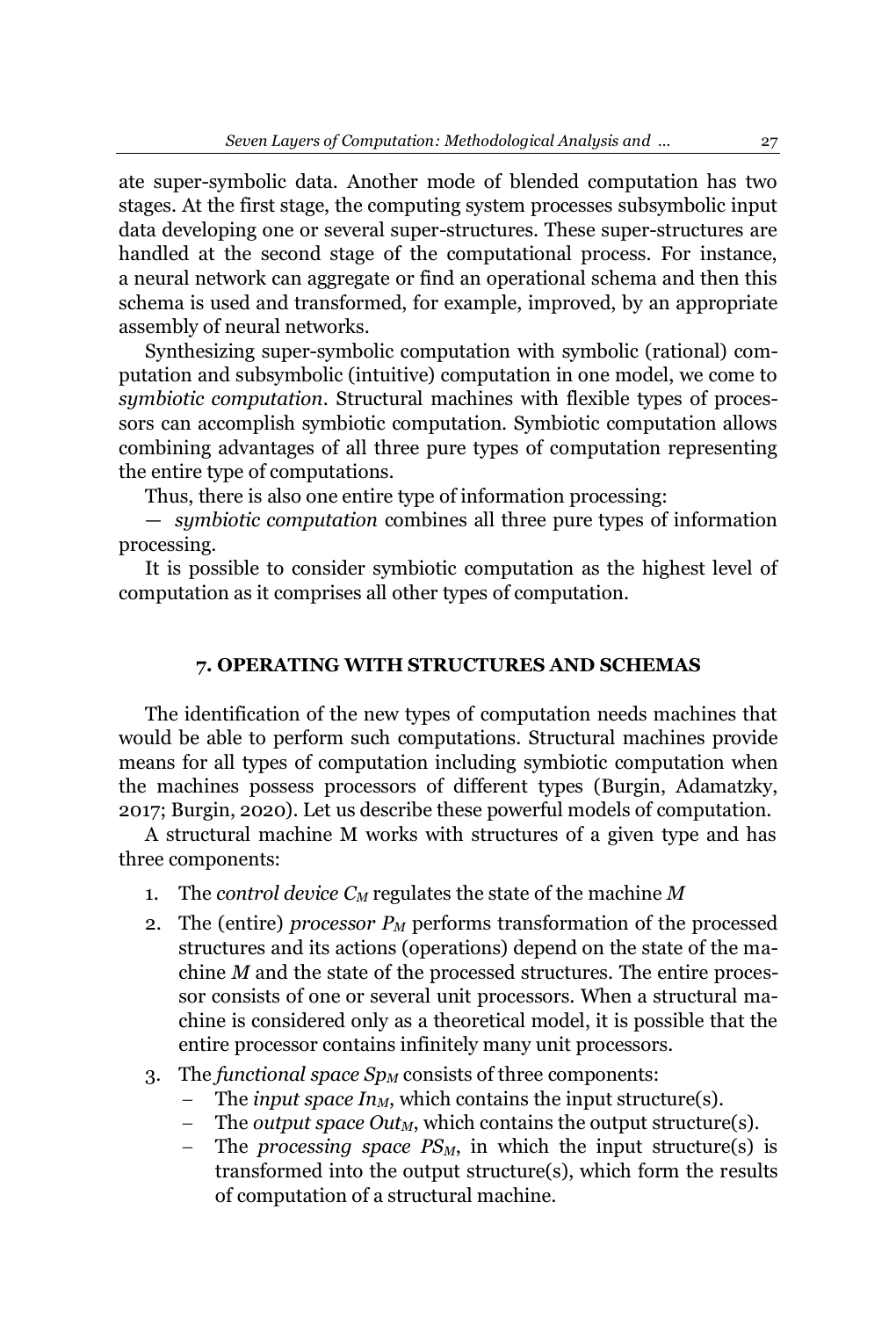ate super-symbolic data. Another mode of blended computation has two stages. At the first stage, the computing system processes subsymbolic input data developing one or several super-structures. These super-structures are handled at the second stage of the computational process. For instance, a neural network can aggregate or find an operational schema and then this schema is used and transformed, for example, improved, by an appropriate assembly of neural networks.

Synthesizing super-symbolic computation with symbolic (rational) computation and subsymbolic (intuitive) computation in one model, we come to *symbiotic computation*. Structural machines with flexible types of processors can accomplish symbiotic computation. Symbiotic computation allows combining advantages of all three pure types of computation representing the entire type of computations.

Thus, there is also one entire type of information processing:

— *symbiotic computation* combines all three pure types of information processing.

It is possible to consider symbiotic computation as the highest level of computation as it comprises all other types of computation.

## 7. OPERATING WITH STRUCTURES AND SCHEMAS

The identification of the new types of computation needs machines that would be able to perform such computations. Structural machines provide means for all types of computation including symbiotic computation when the machines possess processors of different types (Burgin, Adamatzky, 2017; Burgin, 2020). Let us describe these powerful models of computation.

A structural machine M works with structures of a given type and has three components:

1. The *control device* $C_M$ regulates the state of the machine *M*
2. The (entire) *processor* $P_M$ performs transformation of the processed structures and its actions (operations) depend on the state of the machine *M* and the state of the processed structures. The entire processor consists of one or several unit processors. When a structural machine is considered only as a theoretical model, it is possible that the entire processor contains infinitely many unit processors.
3. The *functional space* $Sp_M$ consists of three components:
   - The *input space* $In_M$, which contains the input structure(s).
   - The *output space* $Out_M$, which contains the output structure(s).
   - The *processing space* $PS_M$, in which the input structure(s) is transformed into the output structure(s), which form the results of computation of a structural machine.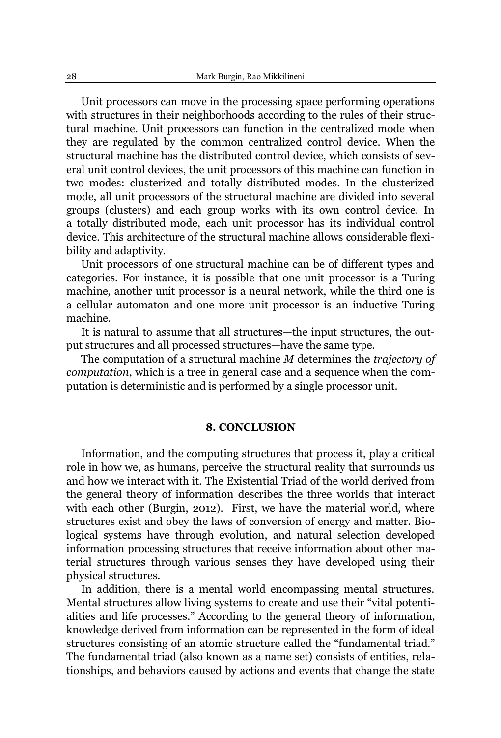Unit processors can move in the processing space performing operations with structures in their neighborhoods according to the rules of their structural machine. Unit processors can function in the centralized mode when they are regulated by the common centralized control device. When the structural machine has the distributed control device, which consists of several unit control devices, the unit processors of this machine can function in two modes: clusterized and totally distributed modes. In the clusterized mode, all unit processors of the structural machine are divided into several groups (clusters) and each group works with its own control device. In a totally distributed mode, each unit processor has its individual control device. This architecture of the structural machine allows considerable flexibility and adaptivity.

Unit processors of one structural machine can be of different types and categories. For instance, it is possible that one unit processor is a Turing machine, another unit processor is a neural network, while the third one is a cellular automaton and one more unit processor is an inductive Turing machine.

It is natural to assume that all structures—the input structures, the output structures and all processed structures—have the same type.

The computation of a structural machine *M* determines the *trajectory of computation*, which is a tree in general case and a sequence when the computation is deterministic and is performed by a single processor unit.

## 8. CONCLUSION

Information, and the computing structures that process it, play a critical role in how we, as humans, perceive the structural reality that surrounds us and how we interact with it. The Existential Triad of the world derived from the general theory of information describes the three worlds that interact with each other (Burgin, 2012). First, we have the material world, where structures exist and obey the laws of conversion of energy and matter. Biological systems have through evolution, and natural selection developed information processing structures that receive information about other material structures through various senses they have developed using their physical structures.

In addition, there is a mental world encompassing mental structures. Mental structures allow living systems to create and use their "vital potentialities and life processes." According to the general theory of information, knowledge derived from information can be represented in the form of ideal structures consisting of an atomic structure called the "fundamental triad." The fundamental triad (also known as a name set) consists of entities, relationships, and behaviors caused by actions and events that change the state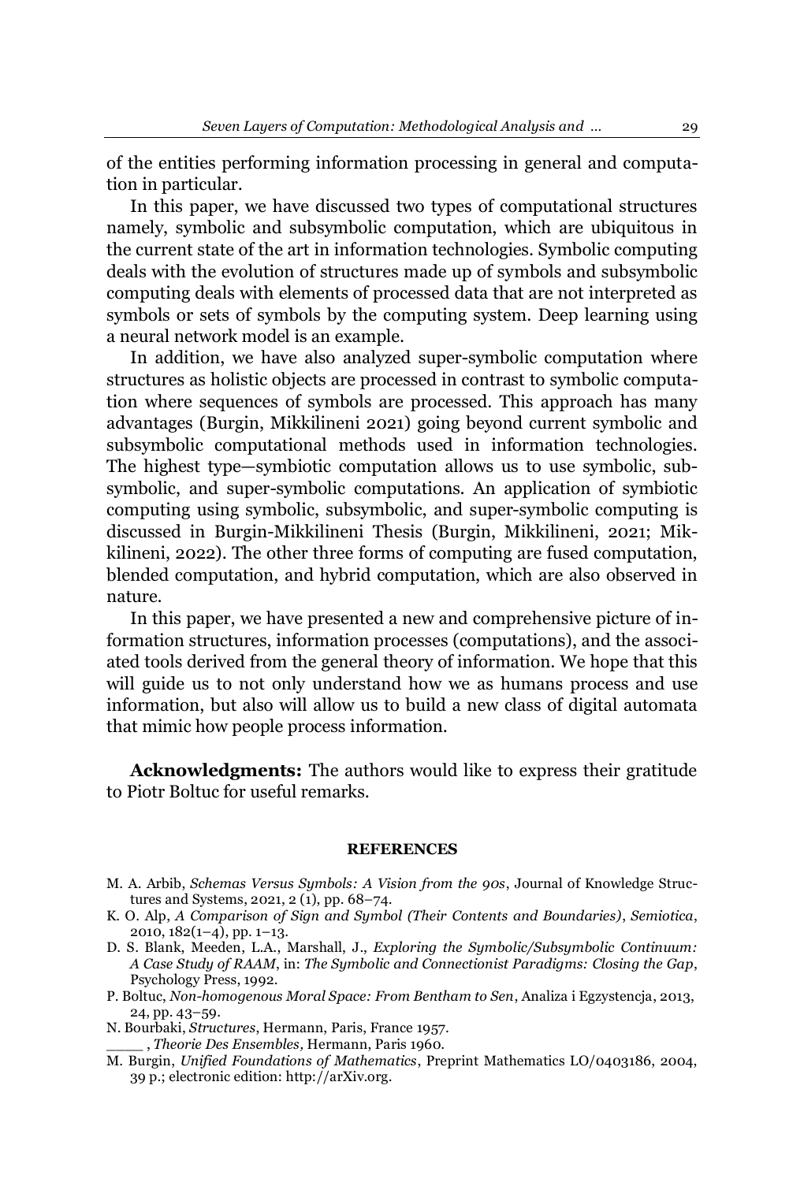of the entities performing information processing in general and computation in particular.

In this paper, we have discussed two types of computational structures namely, symbolic and subsymbolic computation, which are ubiquitous in the current state of the art in information technologies. Symbolic computing deals with the evolution of structures made up of symbols and subsymbolic computing deals with elements of processed data that are not interpreted as symbols or sets of symbols by the computing system. Deep learning using a neural network model is an example.

In addition, we have also analyzed super-symbolic computation where structures as holistic objects are processed in contrast to symbolic computation where sequences of symbols are processed. This approach has many advantages (Burgin, Mikkilineni 2021) going beyond current symbolic and subsymbolic computational methods used in information technologies. The highest type—symbiotic computation allows us to use symbolic, subsymbolic, and super-symbolic computations. An application of symbiotic computing using symbolic, subsymbolic, and super-symbolic computing is discussed in Burgin-Mikkilineni Thesis (Burgin, Mikkilineni, 2021; Mikkilineni, 2022). The other three forms of computing are fused computation, blended computation, and hybrid computation, which are also observed in nature.

In this paper, we have presented a new and comprehensive picture of information structures, information processes (computations), and the associated tools derived from the general theory of information. We hope that this will guide us to not only understand how we as humans process and use information, but also will allow us to build a new class of digital automata that mimic how people process information.

**Acknowledgments:** The authors would like to express their gratitude to Piotr Boltuc for useful remarks.

## REFERENCES

M. A. Arbib, *Schemas Versus Symbols: A Vision from the 90s*, Journal of Knowledge Structures and Systems, 2021, 2 (1), pp. 68–74.

K. O. Alp, *A Comparison of Sign and Symbol (Their Contents and Boundaries)*, *Semiotica*, 2010, 182(1–4), pp. 1–13.

D. S. Blank, Meeden, L.A., Marshall, J., *Exploring the Symbolic/Subsymbolic Continuum: A Case Study of RAAM*, in: *The Symbolic and Connectionist Paradigms: Closing the Gap*, Psychology Press, 1992.

P. Boltuc, *Non-homogenous Moral Space: From Bentham to Sen*, Analiza i Egzystencja, 2013, 24, pp. 43–59.

N. Bourbaki, *Structures*, Hermann, Paris, France 1957.

\_\_\_\_ , *Theorie Des Ensembles,* Hermann, Paris 1960.

M. Burgin, *Unified Foundations of Mathematics*, Preprint Mathematics LO/0403186, 2004, 39 p.; electronic edition: http://arXiv.org.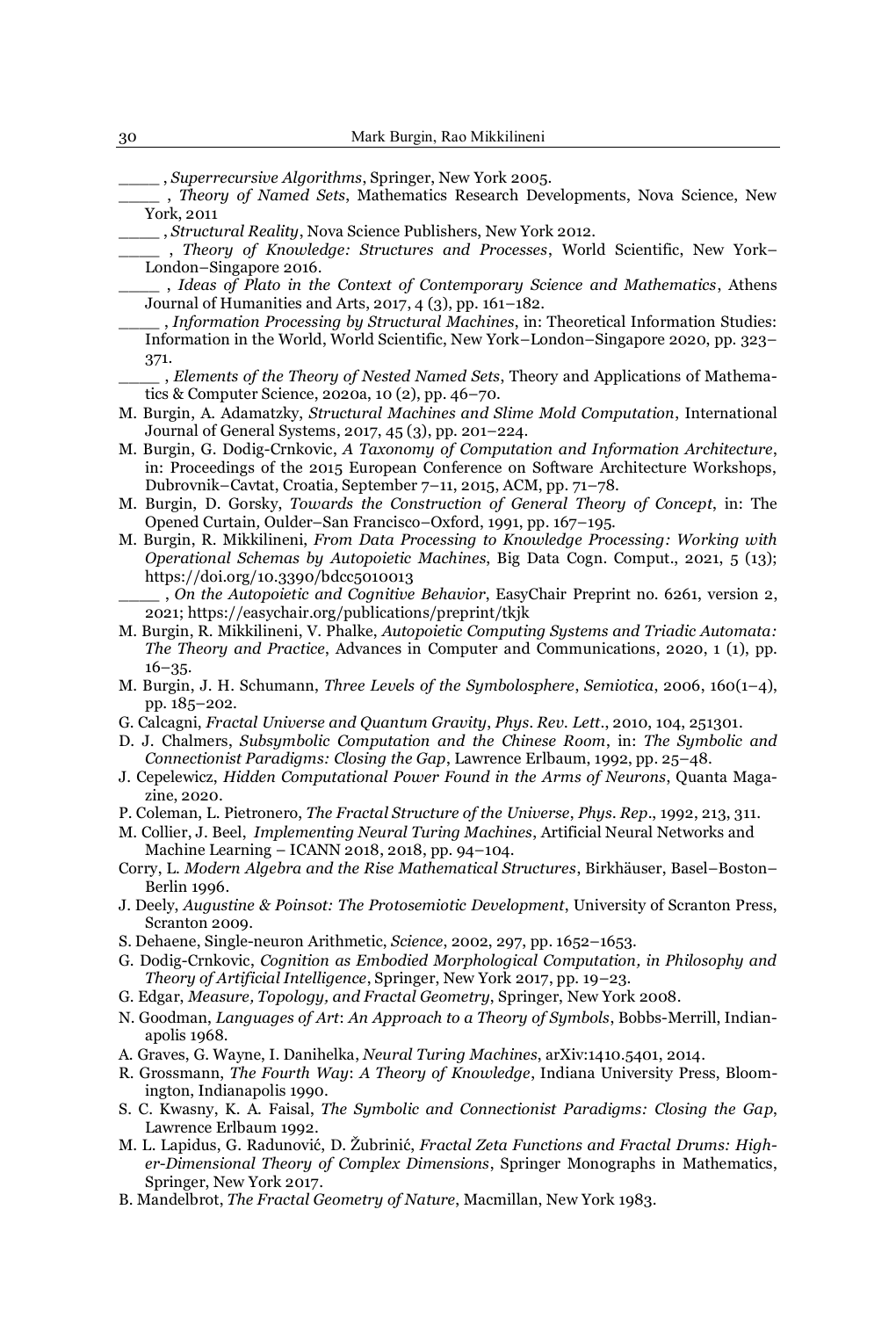\_\_\_\_ , *Superrecursive Algorithms*, Springer, New York 2005.

\_\_\_\_ , *Theory of Named Sets*, Mathematics Research Developments, Nova Science, New York, 2011

\_\_\_\_ , *Structural Reality*, Nova Science Publishers, New York 2012.

\_\_\_\_ , *Theory of Knowledge: Structures and Processes*, World Scientific, New York–London–Singapore 2016.

\_\_\_\_ , *Ideas of Plato in the Context of Contemporary Science and Mathematics*, Athens Journal of Humanities and Arts, 2017, 4 (3), pp. 161–182.

\_\_\_\_ , *Information Processing by Structural Machines*, in: Theoretical Information Studies: Information in the World, World Scientific, New York–London–Singapore 2020, pp. 323–371.

\_\_\_\_ , *Elements of the Theory of Nested Named Sets*, Theory and Applications of Mathematics & Computer Science, 2020a, 10 (2), pp. 46–70.

M. Burgin, A. Adamatzky, *Structural Machines and Slime Mold Computation*, International Journal of General Systems, 2017, 45 (3), pp. 201–224.

M. Burgin, G. Dodig-Crnkovic, *A Taxonomy of Computation and Information Architecture*, in: Proceedings of the 2015 European Conference on Software Architecture Workshops, Dubrovnik–Cavtat, Croatia, September 7–11, 2015, ACM, pp. 71–78.

M. Burgin, D. Gorsky, *Towards the Construction of General Theory of Concept*, in: The Opened Curtain, Oulder–San Francisco–Oxford, 1991, pp. 167–195.

M. Burgin, R. Mikkilineni, *From Data Processing to Knowledge Processing: Working with Operational Schemas by Autopoietic Machines*, Big Data Cogn. Comput., 2021, 5 (13); https://doi.org/10.3390/bdcc5010013

\_\_\_\_ , *On the Autopoietic and Cognitive Behavior*, EasyChair Preprint no. 6261, version 2, 2021; https://easychair.org/publications/preprint/tkjk

M. Burgin, R. Mikkilineni, V. Phalke, *Autopoietic Computing Systems and Triadic Automata: The Theory and Practice*, Advances in Computer and Communications, 2020, 1 (1), pp. 16–35.

M. Burgin, J. H. Schumann, *Three Levels of the Symbolosphere*, *Semiotica*, 2006, 160(1–4), pp. 185–202.

G. Calcagni, *Fractal Universe and Quantum Gravity*, *Phys. Rev. Lett*., 2010, 104, 251301.

D. J. Chalmers, *Subsymbolic Computation and the Chinese Room*, in: *The Symbolic and Connectionist Paradigms: Closing the Gap*, Lawrence Erlbaum, 1992, pp. 25–48.

J. Cepelewicz, *Hidden Computational Power Found in the Arms of Neurons*, Quanta Magazine, 2020.

P. Coleman, L. Pietronero, *The Fractal Structure of the Universe*, *Phys. Rep*., 1992, 213, 311.

M. Collier, J. Beel, *Implementing Neural Turing Machines*, Artificial Neural Networks and Machine Learning – ICANN 2018, 2018, pp. 94–104.

Corry, L. *Modern Algebra and the Rise Mathematical Structures*, Birkhäuser, Basel–Boston–Berlin 1996.

J. Deely, *Augustine & Poinsot: The Protosemiotic Development*, University of Scranton Press, Scranton 2009.

S. Dehaene, Single-neuron Arithmetic, *Science*, 2002, 297, pp. 1652–1653.

G. Dodig-Crnkovic, *Cognition as Embodied Morphological Computation, in Philosophy and Theory of Artificial Intelligence*, Springer, New York 2017, pp. 19–23.

G. Edgar, *Measure, Topology, and Fractal Geometry*, Springer, New York 2008.

N. Goodman, *Languages of Art*: *An Approach to a Theory of Symbols*, Bobbs-Merrill, Indianapolis 1968.

A. Graves, G. Wayne, I. Danihelka, *Neural Turing Machines*, arXiv:1410.5401, 2014.

R. Grossmann, *The Fourth Way*: *A Theory of Knowledge*, Indiana University Press, Bloomington, Indianapolis 1990.

S. C. Kwasny, K. A. Faisal, *The Symbolic and Connectionist Paradigms: Closing the Gap*, Lawrence Erlbaum 1992.

M. L. Lapidus, G. Radunović, D. Žubrinić, *Fractal Zeta Functions and Fractal Drums: Higher-Dimensional Theory of Complex Dimensions*, Springer Monographs in Mathematics, Springer, New York 2017.

B. Mandelbrot, *The Fractal Geometry of Nature*, Macmillan, New York 1983.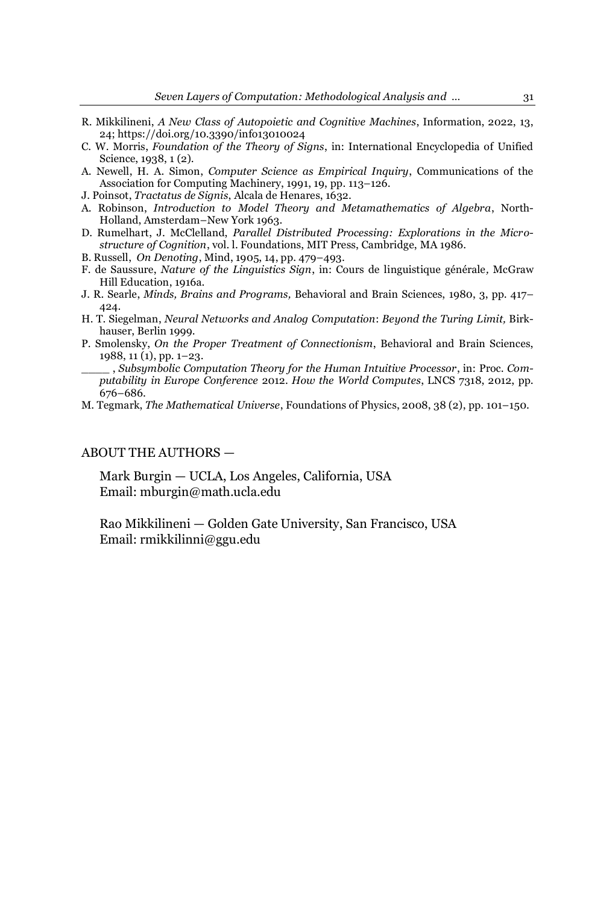R. Mikkilineni, *A New Class of Autopoietic and Cognitive Machines*, Information, 2022, 13, 24; https://doi.org/10.3390/info13010024

C. W. Morris, *Foundation of the Theory of Signs*, in: International Encyclopedia of Unified Science, 1938, 1 (2).

A. Newell, H. A. Simon, *Computer Science as Empirical Inquiry*, Communications of the Association for Computing Machinery, 1991, 19, pp. 113–126.

J. Poinsot, *Tractatus de Signis*, Alcala de Henares, 1632.

A. Robinson, *Introduction to Model Theory and Metamathematics of Algebra*, North-Holland, Amsterdam–New York 1963.

D. Rumelhart, J. McClelland, *Parallel Distributed Processing: Explorations in the Microstructure of Cognition*, vol. l. Foundations, MIT Press, Cambridge, MA 1986.

B. Russell, *On Denoting*, Mind, 1905, 14, pp. 479–493.

F. de Saussure, *Nature of the Linguistics Sign*, in: Cours de linguistique générale*,* McGraw Hill Education, 1916a.

J. R. Searle, *Minds, Brains and Programs,* Behavioral and Brain Sciences, 1980, 3, pp. 417–424.

H. T. Siegelman, *Neural Networks and Analog Computation*: *Beyond the Turing Limit,* Birkhauser, Berlin 1999.

P. Smolensky, *On the Proper Treatment of Connectionism*, Behavioral and Brain Sciences, 1988, 11 (1), pp. 1–23.

\_\_\_\_ , *Subsymbolic Computation Theory for the Human Intuitive Processor*, in: Proc. *Computability in Europe Conference* 2012. *How the World Computes*, LNCS 7318, 2012, pp. 676–686.

M. Tegmark, *The Mathematical Universe*, Foundations of Physics, 2008, 38 (2), pp. 101–150.

ABOUT THE AUTHORS —

Mark Burgin — UCLA, Los Angeles, California, USA
Email: mburgin@math.ucla.edu

Rao Mikkilineni — Golden Gate University, San Francisco, USA
Email: rmikkilinni@ggu.edu